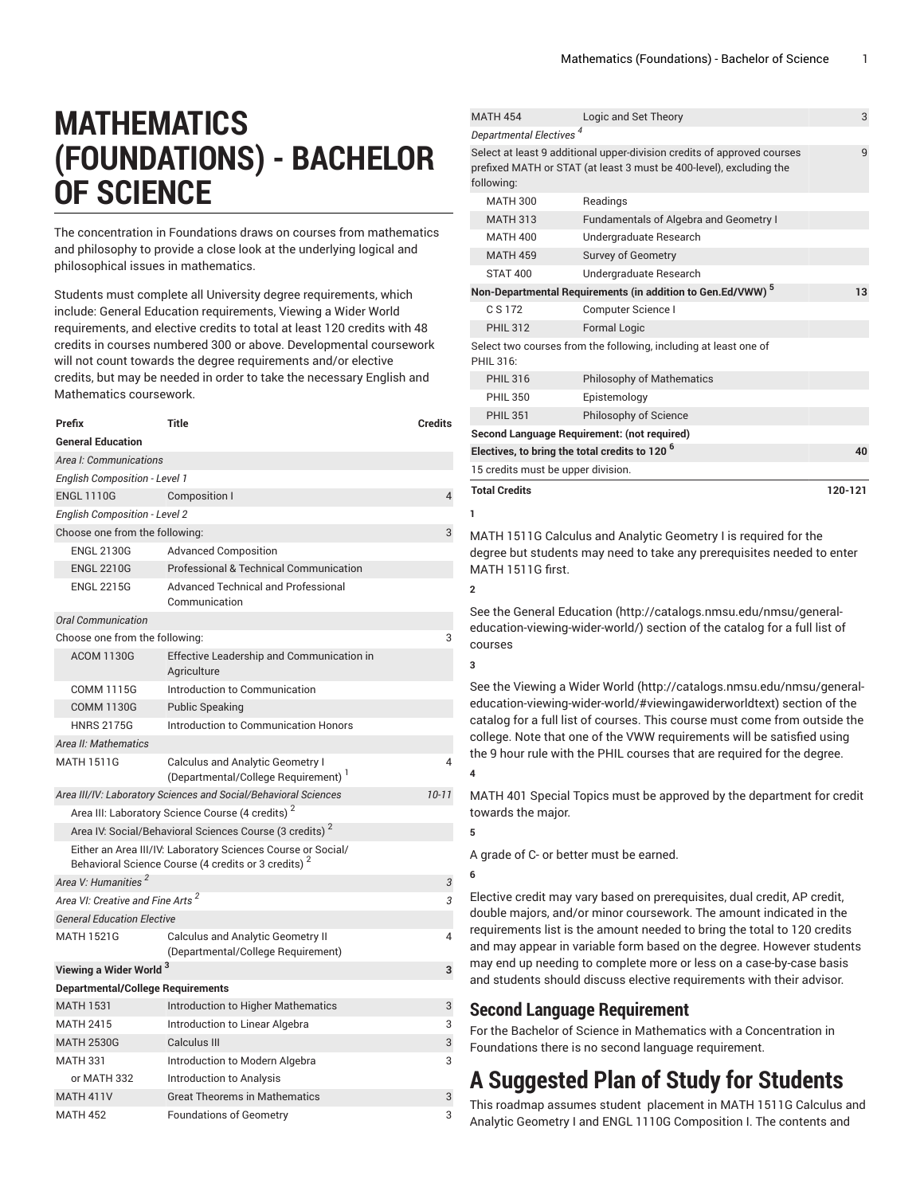# MATHEMATICS (FOUNDATIONS) - BACHELOR OF SCIENCE

The concentration in Foundations draws on courses from mathematics and philosophy to provide a close look at the underlying logical and philosophical issues in mathematics.

Students must complete all University degree requirements, which include: General Education requirements, Viewing a Wider World requirements, and elective credits to total at least 120 credits with 48 credits in courses numbered 300 or above. Developmental coursework will not count towards the degree requirements and/or elective credits, but may be needed in order to take the necessary English and Mathematics coursework.

| Prefix | Title | Credits |
|---|---|---|
| **General Education** | | |
| *Area I: Communications* | | |
| *English Composition - Level 1* | | |
| ENGL 1110G | Composition I | 4 |
| *English Composition - Level 2* | | |
| Choose one from the following: | | 3 |
| ENGL 2130G | Advanced Composition | |
| ENGL 2210G | Professional & Technical Communication | |
| ENGL 2215G | Advanced Technical and Professional Communication | |
| *Oral Communication* | | |
| Choose one from the following: | | 3 |
| ACOM 1130G | Effective Leadership and Communication in Agriculture | |
| COMM 1115G | Introduction to Communication | |
| COMM 1130G | Public Speaking | |
| HNRS 2175G | Introduction to Communication Honors | |
| *Area II: Mathematics* | | |
| MATH 1511G | Calculus and Analytic Geometry I (Departmental/College Requirement) [1] | 4 |
| *Area III/IV: Laboratory Sciences and Social/Behavioral Sciences* | | *10-11* |
| Area III: Laboratory Science Course (4 credits) [2] | | |
| Area IV: Social/Behavioral Sciences Course (3 credits) [2] | | |
| Either an Area III/IV: Laboratory Sciences Course or Social/ Behavioral Science Course (4 credits or 3 credits) [2] | | |
| *Area V: Humanities* [2] | | *3* |
| *Area VI: Creative and Fine Arts* [2] | | *3* |
| *General Education Elective* | | |
| MATH 1521G | Calculus and Analytic Geometry II (Departmental/College Requirement) | 4 |
| **Viewing a Wider World** [3] | | **3** |
| **Departmental/College Requirements** | | |
| MATH 1531 | Introduction to Higher Mathematics | 3 |
| MATH 2415 | Introduction to Linear Algebra | 3 |
| MATH 2530G | Calculus III | 3 |
| MATH 331 | Introduction to Modern Algebra | 3 |
| or MATH 332 | Introduction to Analysis | |
| MATH 411V | Great Theorems in Mathematics | 3 |
| MATH 452 | Foundations of Geometry | 3 |
| MATH 454 | Logic and Set Theory | 3 |
| *Departmental Electives* [4] | | |
| Select at least 9 additional upper-division credits of approved courses prefixed MATH or STAT (at least 3 must be 400-level), excluding the following: | | 9 |
| MATH 300 | Readings | |
| MATH 313 | Fundamentals of Algebra and Geometry I | |
| MATH 400 | Undergraduate Research | |
| MATH 459 | Survey of Geometry | |
| STAT 400 | Undergraduate Research | |
| **Non-Departmental Requirements (in addition to Gen.Ed/VWW)** [5] | | **13** |
| C S 172 | Computer Science I | |
| PHIL 312 | Formal Logic | |
| Select two courses from the following, including at least one of PHIL 316: | | |
| PHIL 316 | Philosophy of Mathematics | |
| PHIL 350 | Epistemology | |
| PHIL 351 | Philosophy of Science | |
| **Second Language Requirement: (not required)** | | |
| **Electives, to bring the total credits to 120** [6] | | **40** |
| 15 credits must be upper division. | | |
| **Total Credits** | | **120-121** |

1

MATH 1511G Calculus and Analytic Geometry I is required for the degree but students may need to take any prerequisites needed to enter MATH 1511G first.

2

See the General Education (http://catalogs.nmsu.edu/nmsu/general-education-viewing-wider-world/) section of the catalog for a full list of courses

3

See the Viewing a Wider World (http://catalogs.nmsu.edu/nmsu/general-education-viewing-wider-world/#viewingawiderworldtext) section of the catalog for a full list of courses. This course must come from outside the college. Note that one of the VWW requirements will be satisfied using the 9 hour rule with the PHIL courses that are required for the degree.

4

MATH 401 Special Topics must be approved by the department for credit towards the major.

5

A grade of C- or better must be earned.

6

Elective credit may vary based on prerequisites, dual credit, AP credit, double majors, and/or minor coursework. The amount indicated in the requirements list is the amount needed to bring the total to 120 credits and may appear in variable form based on the degree. However students may end up needing to complete more or less on a case-by-case basis and students should discuss elective requirements with their advisor.

## Second Language Requirement

For the Bachelor of Science in Mathematics with a Concentration in Foundations there is no second language requirement.

# A Suggested Plan of Study for Students

This roadmap assumes student placement in MATH 1511G Calculus and Analytic Geometry I and ENGL 1110G Composition I. The contents and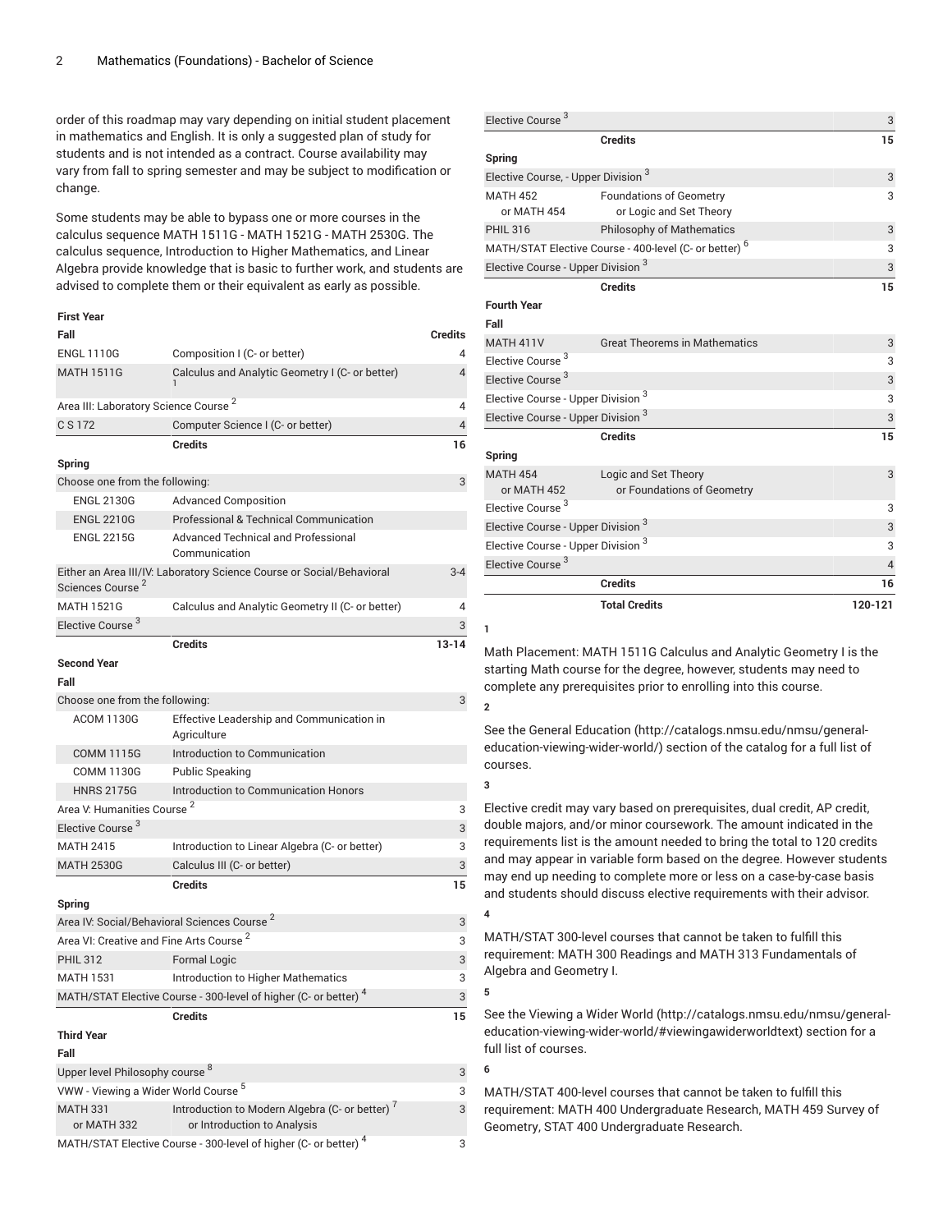order of this roadmap may vary depending on initial student placement in mathematics and English. It is only a suggested plan of study for students and is not intended as a contract. Course availability may vary from fall to spring semester and may be subject to modification or change.

Some students may be able to bypass one or more courses in the calculus sequence MATH 1511G - MATH 1521G - MATH 2530G. The calculus sequence, Introduction to Higher Mathematics, and Linear Algebra provide knowledge that is basic to further work, and students are advised to complete them or their equivalent as early as possible.

| First Year | | |
|---|---|---|
| **Fall** | | **Credits** |
| ENGL 1110G | Composition I (C- or better) | 4 |
| MATH 1511G | Calculus and Analytic Geometry I (C- or better) [1] | 4 |
| Area III: Laboratory Science Course [2] | | 4 |
| C S 172 | Computer Science I (C- or better) | 4 |
| | **Credits** | **16** |
| **Spring** | | |
| Choose one from the following: | | 3 |
| ENGL 2130G | Advanced Composition | |
| ENGL 2210G | Professional & Technical Communication | |
| ENGL 2215G | Advanced Technical and Professional Communication | |
| Either an Area III/IV: Laboratory Science Course or Social/Behavioral Sciences Course [2] | | 3-4 |
| MATH 1521G | Calculus and Analytic Geometry II (C- or better) | 4 |
| Elective Course [3] | | 3 |
| | **Credits** | **13-14** |
| **Second Year** | | |
| **Fall** | | |
| Choose one from the following: | | 3 |
| ACOM 1130G | Effective Leadership and Communication in Agriculture | |
| COMM 1115G | Introduction to Communication | |
| COMM 1130G | Public Speaking | |
| HNRS 2175G | Introduction to Communication Honors | |
| Area V: Humanities Course [2] | | 3 |
| Elective Course [3] | | 3 |
| MATH 2415 | Introduction to Linear Algebra (C- or better) | 3 |
| MATH 2530G | Calculus III (C- or better) | 3 |
| | **Credits** | **15** |
| **Spring** | | |
| Area IV: Social/Behavioral Sciences Course [2] | | 3 |
| Area VI: Creative and Fine Arts Course [2] | | 3 |
| PHIL 312 | Formal Logic | 3 |
| MATH 1531 | Introduction to Higher Mathematics | 3 |
| MATH/STAT Elective Course - 300-level of higher (C- or better) [4] | | 3 |
| | **Credits** | **15** |
| **Third Year** | | |
| **Fall** | | |
| Upper level Philosophy course [8] | | 3 |
| VWW - Viewing a Wider World Course [5] | | 3 |
| MATH 331 or MATH 332 | Introduction to Modern Algebra (C- or better) [7] or Introduction to Analysis | 3 |
| MATH/STAT Elective Course - 300-level of higher (C- or better) [4] | | 3 |
| Elective Course [3] | | 3 |
| | **Credits** | **15** |
| **Spring** | | |
| Elective Course, - Upper Division [3] | | 3 |
| MATH 452 or MATH 454 | Foundations of Geometry or Logic and Set Theory | 3 |
| PHIL 316 | Philosophy of Mathematics | 3 |
| MATH/STAT Elective Course - 400-level (C- or better) [6] | | 3 |
| Elective Course - Upper Division [3] | | 3 |
| | **Credits** | **15** |
| **Fourth Year** | | |
| **Fall** | | |
| MATH 411V | Great Theorems in Mathematics | 3 |
| Elective Course [3] | | 3 |
| Elective Course [3] | | 3 |
| Elective Course - Upper Division [3] | | 3 |
| Elective Course - Upper Division [3] | | 3 |
| | **Credits** | **15** |
| **Spring** | | |
| MATH 454 or MATH 452 | Logic and Set Theory or Foundations of Geometry | 3 |
| Elective Course [3] | | 3 |
| Elective Course - Upper Division [3] | | 3 |
| Elective Course - Upper Division [3] | | 3 |
| Elective Course [3] | | 4 |
| | **Credits** | **16** |
| | **Total Credits** | **120-121** |

1

Math Placement: MATH 1511G Calculus and Analytic Geometry I is the starting Math course for the degree, however, students may need to complete any prerequisites prior to enrolling into this course.

2

See the General Education (http://catalogs.nmsu.edu/nmsu/general-education-viewing-wider-world/) section of the catalog for a full list of courses.

3

Elective credit may vary based on prerequisites, dual credit, AP credit, double majors, and/or minor coursework. The amount indicated in the requirements list is the amount needed to bring the total to 120 credits and may appear in variable form based on the degree. However students may end up needing to complete more or less on a case-by-case basis and students should discuss elective requirements with their advisor.

4

MATH/STAT 300-level courses that cannot be taken to fulfill this requirement: MATH 300 Readings and MATH 313 Fundamentals of Algebra and Geometry I.

5

See the Viewing a Wider World (http://catalogs.nmsu.edu/nmsu/general-education-viewing-wider-world/#viewingawiderworldtext) section for a full list of courses.

6

MATH/STAT 400-level courses that cannot be taken to fulfill this requirement: MATH 400 Undergraduate Research, MATH 459 Survey of Geometry, STAT 400 Undergraduate Research.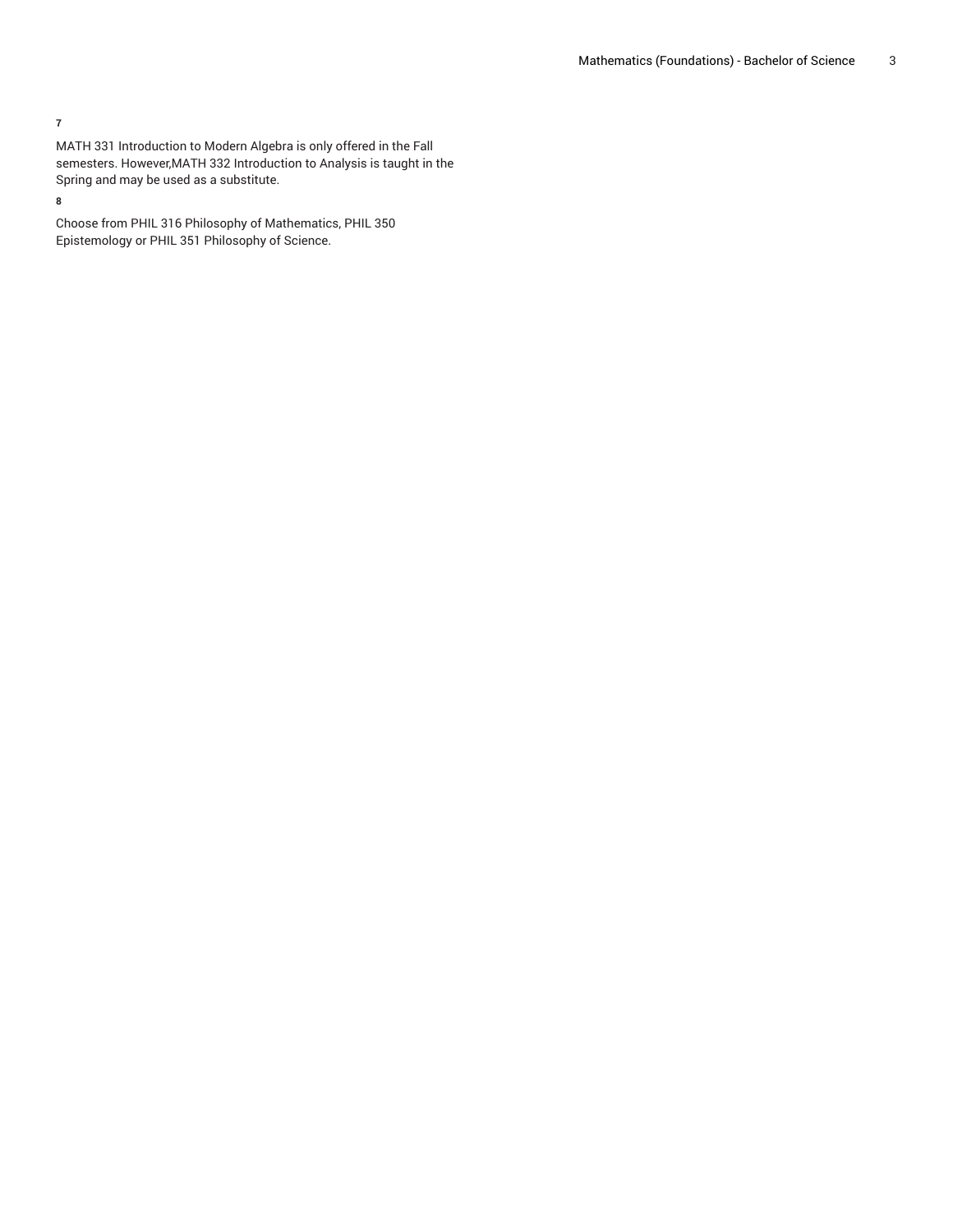[7]

MATH 331 Introduction to Modern Algebra is only offered in the Fall semesters. However,MATH 332 Introduction to Analysis is taught in the Spring and may be used as a substitute.

[8]

Choose from PHIL 316 Philosophy of Mathematics, PHIL 350 Epistemology or PHIL 351 Philosophy of Science.